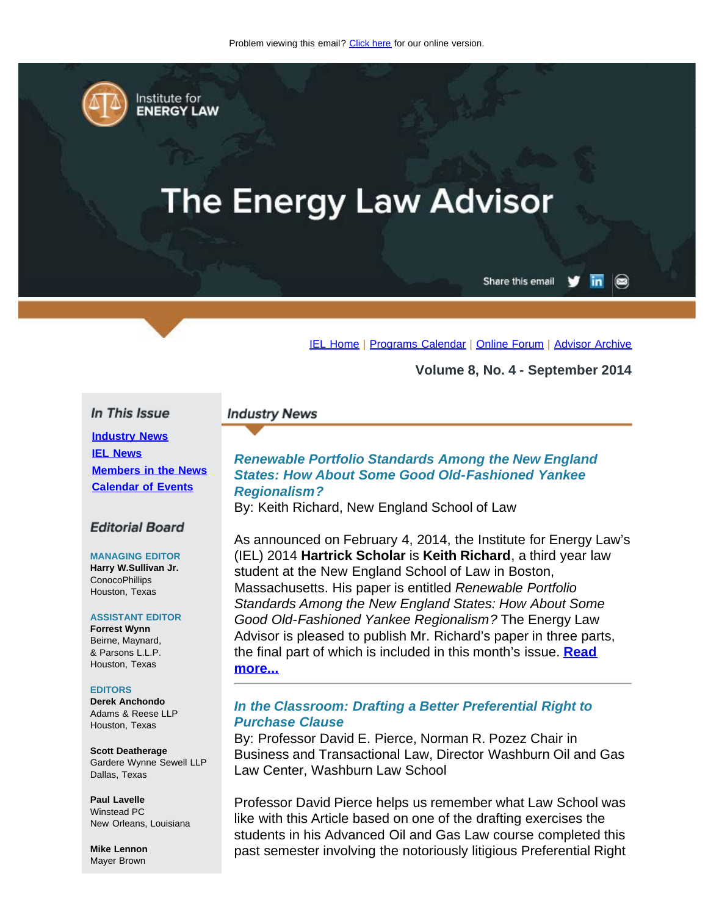Problem viewing this email? Click here for our online version.

Institute for ENERGY LAW

# The Energy Law Advisor

Share this email

IEL Home | Programs Calendar | Online Forum | Advisor Archive

**Volume 8, No. 4 - September 2014**

## In This Issue

- Industry News
- IEL News
- Members in the News
- Calendar of Events

## Editorial Board

**MANAGING EDITOR**
**Harry W.Sullivan Jr.**
ConocoPhillips
Houston, Texas

**ASSISTANT EDITOR**
**Forrest Wynn**
Beirne, Maynard, & Parsons L.L.P.
Houston, Texas

**EDITORS**
**Derek Anchondo**
Adams & Reese LLP
Houston, Texas

**Scott Deatherage**
Gardere Wynne Sewell LLP
Dallas, Texas

**Paul Lavelle**
Winstead PC
New Orleans, Louisiana

**Mike Lennon**
Mayer Brown

## Industry News

### *Renewable Portfolio Standards Among the New England States: How About Some Good Old-Fashioned Yankee Regionalism?*

By: Keith Richard, New England School of Law

As announced on February 4, 2014, the Institute for Energy Law's (IEL) 2014 **Hartrick Scholar** is **Keith Richard**, a third year law student at the New England School of Law in Boston, Massachusetts. His paper is entitled *Renewable Portfolio Standards Among the New England States: How About Some Good Old-Fashioned Yankee Regionalism?* The Energy Law Advisor is pleased to publish Mr. Richard's paper in three parts, the final part of which is included in this month's issue. **Read more...**

---

### *In the Classroom: Drafting a Better Preferential Right to Purchase Clause*

By: Professor David E. Pierce, Norman R. Pozez Chair in Business and Transactional Law, Director Washburn Oil and Gas Law Center, Washburn Law School

Professor David Pierce helps us remember what Law School was like with this Article based on one of the drafting exercises the students in his Advanced Oil and Gas Law course completed this past semester involving the notoriously litigious Preferential Right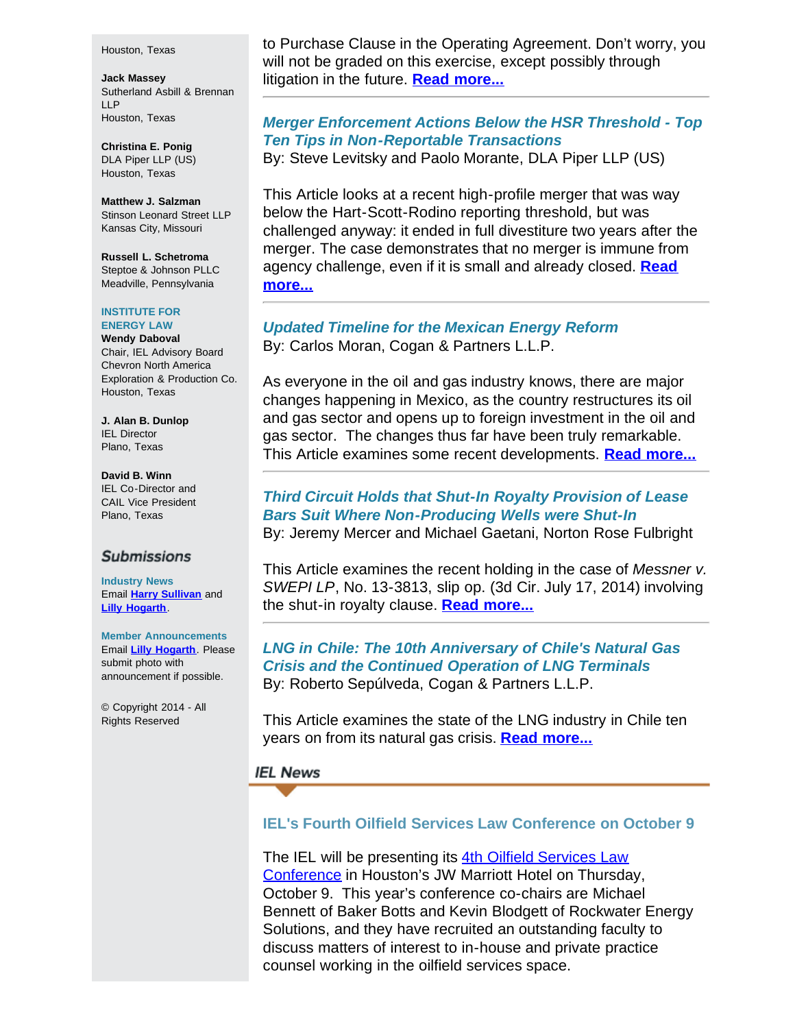Houston, Texas

**Jack Massey**
Sutherland Asbill & Brennan LLP
Houston, Texas

**Christina E. Ponig**
DLA Piper LLP (US)
Houston, Texas

**Matthew J. Salzman**
Stinson Leonard Street LLP
Kansas City, Missouri

**Russell L. Schetroma**
Steptoe & Johnson PLLC
Meadville, Pennsylvania

**INSTITUTE FOR ENERGY LAW**

**Wendy Daboval**
Chair, IEL Advisory Board
Chevron North America Exploration & Production Co.
Houston, Texas

**J. Alan B. Dunlop**
IEL Director
Plano, Texas

**David B. Winn**
IEL Co-Director and CAIL Vice President
Plano, Texas

## Submissions

**Industry News**
Email **Harry Sullivan** and **Lilly Hogarth**.

**Member Announcements**
Email **Lilly Hogarth**. Please submit photo with announcement if possible.

© Copyright 2014 - All Rights Reserved

to Purchase Clause in the Operating Agreement. Don't worry, you will not be graded on this exercise, except possibly through litigation in the future. **Read more...**

---

### *Merger Enforcement Actions Below the HSR Threshold - Top Ten Tips in Non-Reportable Transactions*

By: Steve Levitsky and Paolo Morante, DLA Piper LLP (US)

This Article looks at a recent high-profile merger that was way below the Hart-Scott-Rodino reporting threshold, but was challenged anyway: it ended in full divestiture two years after the merger. The case demonstrates that no merger is immune from agency challenge, even if it is small and already closed. **Read more...**

---

### *Updated Timeline for the Mexican Energy Reform*

By: Carlos Moran, Cogan & Partners L.L.P.

As everyone in the oil and gas industry knows, there are major changes happening in Mexico, as the country restructures its oil and gas sector and opens up to foreign investment in the oil and gas sector. The changes thus far have been truly remarkable. This Article examines some recent developments. **Read more...**

---

### *Third Circuit Holds that Shut-In Royalty Provision of Lease Bars Suit Where Non-Producing Wells were Shut-In*

By: Jeremy Mercer and Michael Gaetani, Norton Rose Fulbright

This Article examines the recent holding in the case of *Messner v. SWEPI LP*, No. 13-3813, slip op. (3d Cir. July 17, 2014) involving the shut-in royalty clause. **Read more...**

---

### *LNG in Chile: The 10th Anniversary of Chile's Natural Gas Crisis and the Continued Operation of LNG Terminals*

By: Roberto Sepúlveda, Cogan & Partners L.L.P.

This Article examines the state of the LNG industry in Chile ten years on from its natural gas crisis. **Read more...**

## IEL News

### IEL's Fourth Oilfield Services Law Conference on October 9

The IEL will be presenting its 4th Oilfield Services Law Conference in Houston's JW Marriott Hotel on Thursday, October 9. This year's conference co-chairs are Michael Bennett of Baker Botts and Kevin Blodgett of Rockwater Energy Solutions, and they have recruited an outstanding faculty to discuss matters of interest to in-house and private practice counsel working in the oilfield services space.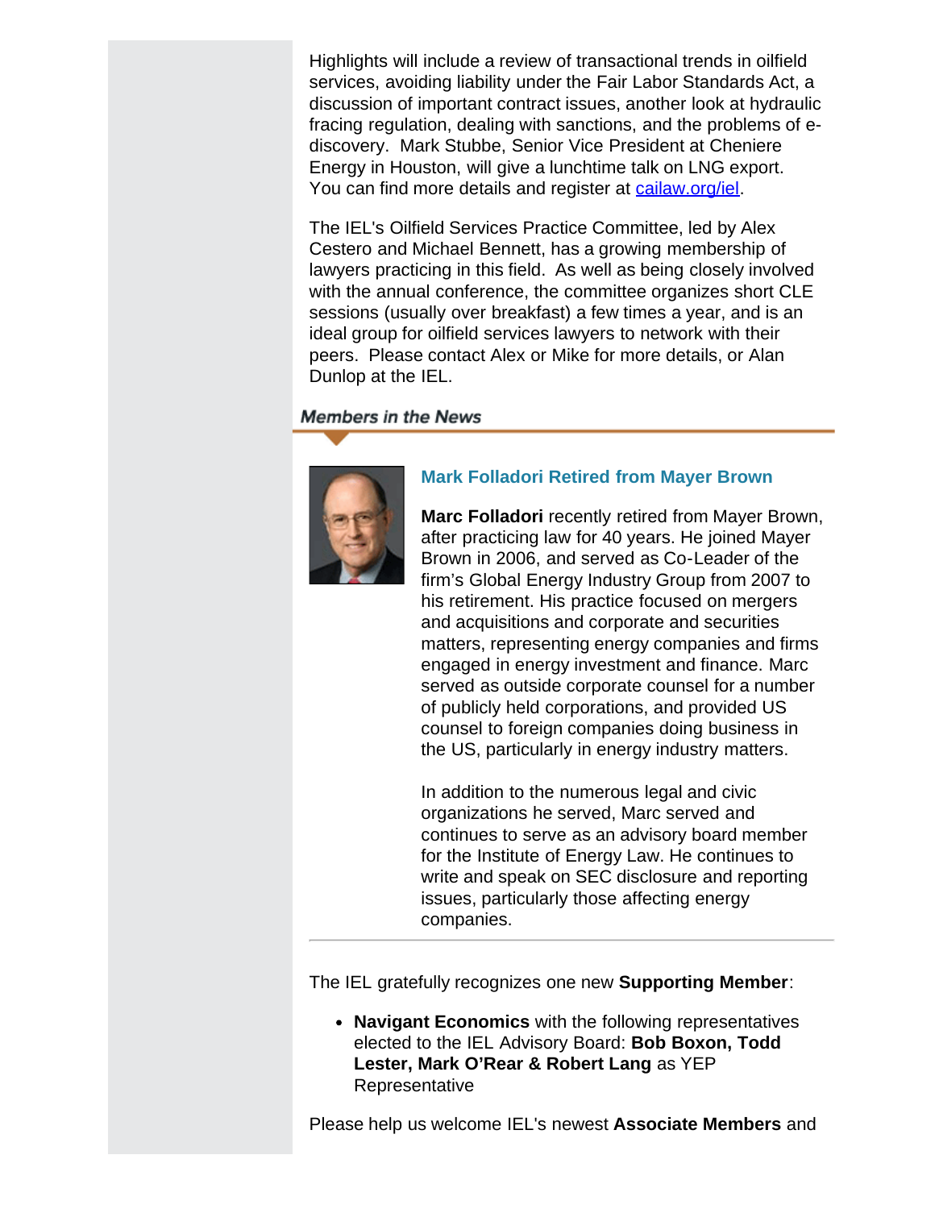Highlights will include a review of transactional trends in oilfield services, avoiding liability under the Fair Labor Standards Act, a discussion of important contract issues, another look at hydraulic fracing regulation, dealing with sanctions, and the problems of e-discovery. Mark Stubbe, Senior Vice President at Cheniere Energy in Houston, will give a lunchtime talk on LNG export. You can find more details and register at [cailaw.org/iel](cailaw.org/iel).

The IEL's Oilfield Services Practice Committee, led by Alex Cestero and Michael Bennett, has a growing membership of lawyers practicing in this field. As well as being closely involved with the annual conference, the committee organizes short CLE sessions (usually over breakfast) a few times a year, and is an ideal group for oilfield services lawyers to network with their peers. Please contact Alex or Mike for more details, or Alan Dunlop at the IEL.

## Members in the News

### Mark Folladori Retired from Mayer Brown

**Marc Folladori** recently retired from Mayer Brown, after practicing law for 40 years. He joined Mayer Brown in 2006, and served as Co-Leader of the firm's Global Energy Industry Group from 2007 to his retirement. His practice focused on mergers and acquisitions and corporate and securities matters, representing energy companies and firms engaged in energy investment and finance. Marc served as outside corporate counsel for a number of publicly held corporations, and provided US counsel to foreign companies doing business in the US, particularly in energy industry matters.

In addition to the numerous legal and civic organizations he served, Marc served and continues to serve as an advisory board member for the Institute of Energy Law. He continues to write and speak on SEC disclosure and reporting issues, particularly those affecting energy companies.

---

The IEL gratefully recognizes one new **Supporting Member**:

- **Navigant Economics** with the following representatives elected to the IEL Advisory Board: **Bob Boxon, Todd Lester, Mark O'Rear & Robert Lang** as YEP Representative

Please help us welcome IEL's newest **Associate Members** and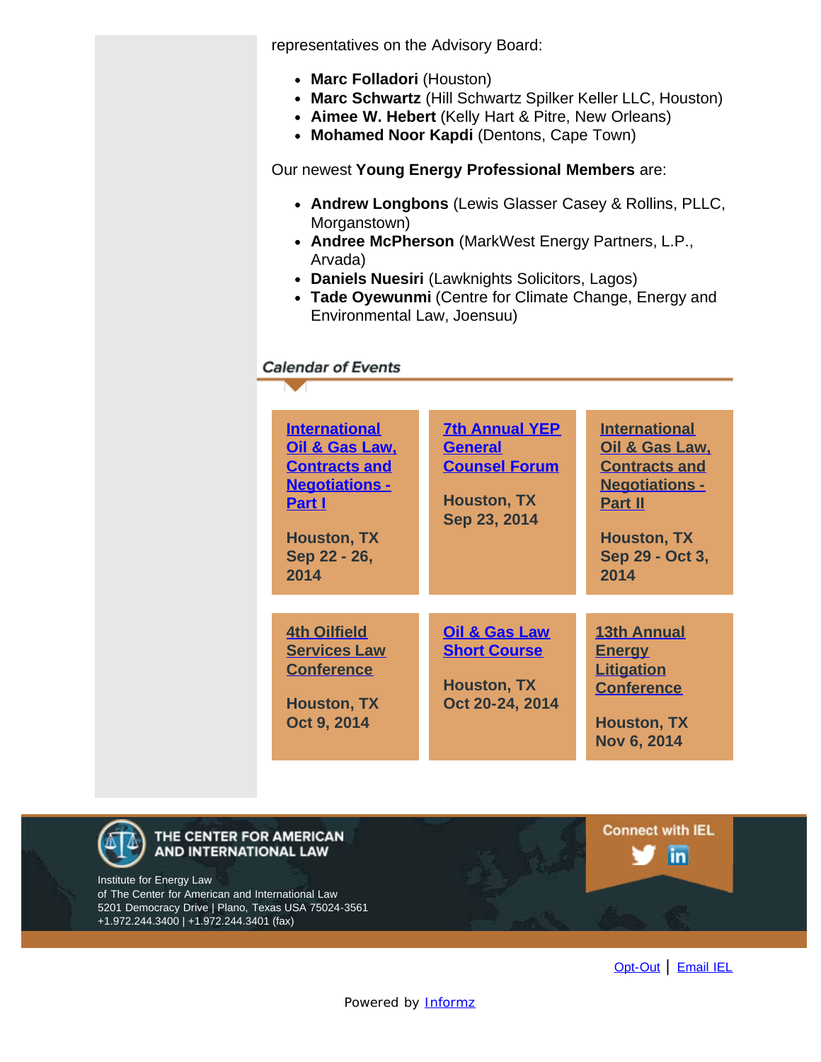representatives on the Advisory Board:

- **Marc Folladori** (Houston)
- **Marc Schwartz** (Hill Schwartz Spilker Keller LLC, Houston)
- **Aimee W. Hebert** (Kelly Hart & Pitre, New Orleans)
- **Mohamed Noor Kapdi** (Dentons, Cape Town)

Our newest **Young Energy Professional Members** are:

- **Andrew Longbons** (Lewis Glasser Casey & Rollins, PLLC, Morganstown)
- **Andree McPherson** (MarkWest Energy Partners, L.P., Arvada)
- **Daniels Nuesiri** (Lawknights Solicitors, Lagos)
- **Tade Oyewunmi** (Centre for Climate Change, Energy and Environmental Law, Joensuu)

## Calendar of Events

**International Oil & Gas Law, Contracts and Negotiations - Part I**
Houston, TX
Sep 22 - 26, 2014

**7th Annual YEP General Counsel Forum**
Houston, TX
Sep 23, 2014

**International Oil & Gas Law, Contracts and Negotiations - Part II**
Houston, TX
Sep 29 - Oct 3, 2014

**4th Oilfield Services Law Conference**
Houston, TX
Oct 9, 2014

**Oil & Gas Law Short Course**
Houston, TX
Oct 20-24, 2014

**13th Annual Energy Litigation Conference**
Houston, TX
Nov 6, 2014

THE CENTER FOR AMERICAN AND INTERNATIONAL LAW

Institute for Energy Law
of The Center for American and International Law
5201 Democracy Drive | Plano, Texas USA 75024-3561
+1.972.244.3400 | +1.972.244.3401 (fax)

Connect with IEL

Opt-Out | Email IEL

Powered by Informz